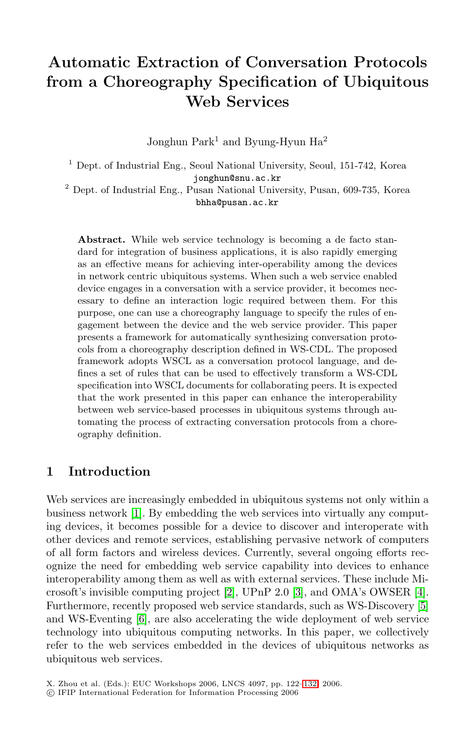# Automatic Extraction of Conversation Protocols from a Choreography Specification of Ubiquitous Web Services

Jonghun Park[1] and Byung-Hyun Ha[2]

[1] Dept. of Industrial Eng., Seoul National University, Seoul, 151-742, Korea
jonghun@snu.ac.kr

[2] Dept. of Industrial Eng., Pusan National University, Pusan, 609-735, Korea
bhha@pusan.ac.kr

**Abstract.** While web service technology is becoming a de facto standard for integration of business applications, it is also rapidly emerging as an effective means for achieving inter-operability among the devices in network centric ubiquitous systems. When such a web service enabled device engages in a conversation with a service provider, it becomes necessary to define an interaction logic required between them. For this purpose, one can use a choreography language to specify the rules of engagement between the device and the web service provider. This paper presents a framework for automatically synthesizing conversation protocols from a choreography description defined in WS-CDL. The proposed framework adopts WSCL as a conversation protocol language, and defines a set of rules that can be used to effectively transform a WS-CDL specification into WSCL documents for collaborating peers. It is expected that the work presented in this paper can enhance the interoperability between web service-based processes in ubiquitous systems through automating the process of extracting conversation protocols from a choreography definition.

## 1 Introduction

Web services are increasingly embedded in ubiquitous systems not only within a business network [1]. By embedding the web services into virtually any computing devices, it becomes possible for a device to discover and interoperate with other devices and remote services, establishing pervasive network of computers of all form factors and wireless devices. Currently, several ongoing efforts recognize the need for embedding web service capability into devices to enhance interoperability among them as well as with external services. These include Microsoft's invisible computing project [2], UPnP 2.0 [3], and OMA's OWSER [4]. Furthermore, recently proposed web service standards, such as WS-Discovery [5] and WS-Eventing [6], are also accelerating the wide deployment of web service technology into ubiquitous computing networks. In this paper, we collectively refer to the web services embedded in the devices of ubiquitous networks as ubiquitous web services.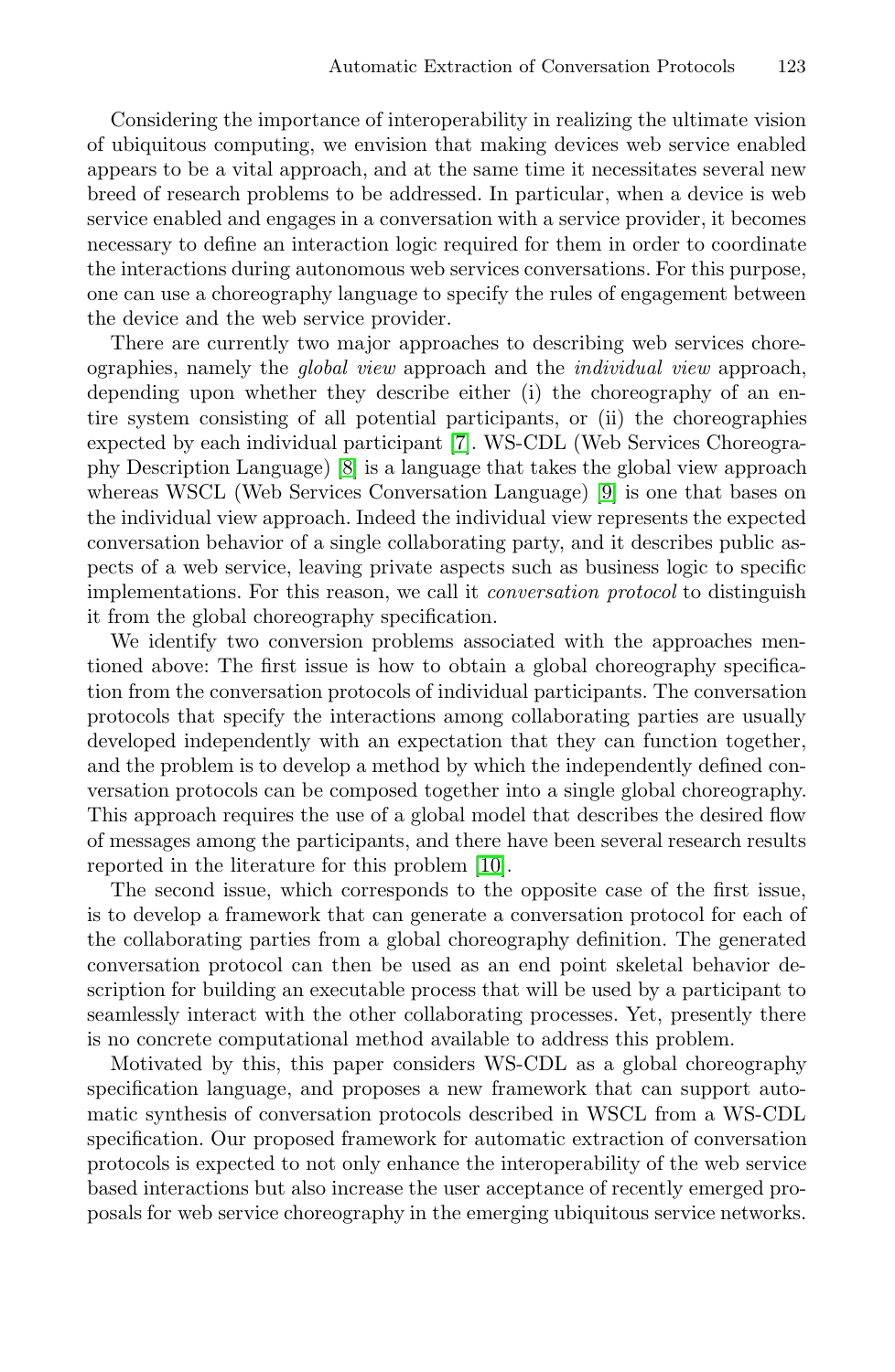Considering the importance of interoperability in realizing the ultimate vision of ubiquitous computing, we envision that making devices web service enabled appears to be a vital approach, and at the same time it necessitates several new breed of research problems to be addressed. In particular, when a device is web service enabled and engages in a conversation with a service provider, it becomes necessary to define an interaction logic required for them in order to coordinate the interactions during autonomous web services conversations. For this purpose, one can use a choreography language to specify the rules of engagement between the device and the web service provider.

There are currently two major approaches to describing web services choreographies, namely the *global view* approach and the *individual view* approach, depending upon whether they describe either (i) the choreography of an entire system consisting of all potential participants, or (ii) the choreographies expected by each individual participant [7]. WS-CDL (Web Services Choreography Description Language) [8] is a language that takes the global view approach whereas WSCL (Web Services Conversation Language) [9] is one that bases on the individual view approach. Indeed the individual view represents the expected conversation behavior of a single collaborating party, and it describes public aspects of a web service, leaving private aspects such as business logic to specific implementations. For this reason, we call it *conversation protocol* to distinguish it from the global choreography specification.

We identify two conversion problems associated with the approaches mentioned above: The first issue is how to obtain a global choreography specification from the conversation protocols of individual participants. The conversation protocols that specify the interactions among collaborating parties are usually developed independently with an expectation that they can function together, and the problem is to develop a method by which the independently defined conversation protocols can be composed together into a single global choreography. This approach requires the use of a global model that describes the desired flow of messages among the participants, and there have been several research results reported in the literature for this problem [10].

The second issue, which corresponds to the opposite case of the first issue, is to develop a framework that can generate a conversation protocol for each of the collaborating parties from a global choreography definition. The generated conversation protocol can then be used as an end point skeletal behavior description for building an executable process that will be used by a participant to seamlessly interact with the other collaborating processes. Yet, presently there is no concrete computational method available to address this problem.

Motivated by this, this paper considers WS-CDL as a global choreography specification language, and proposes a new framework that can support automatic synthesis of conversation protocols described in WSCL from a WS-CDL specification. Our proposed framework for automatic extraction of conversation protocols is expected to not only enhance the interoperability of the web service based interactions but also increase the user acceptance of recently emerged proposals for web service choreography in the emerging ubiquitous service networks.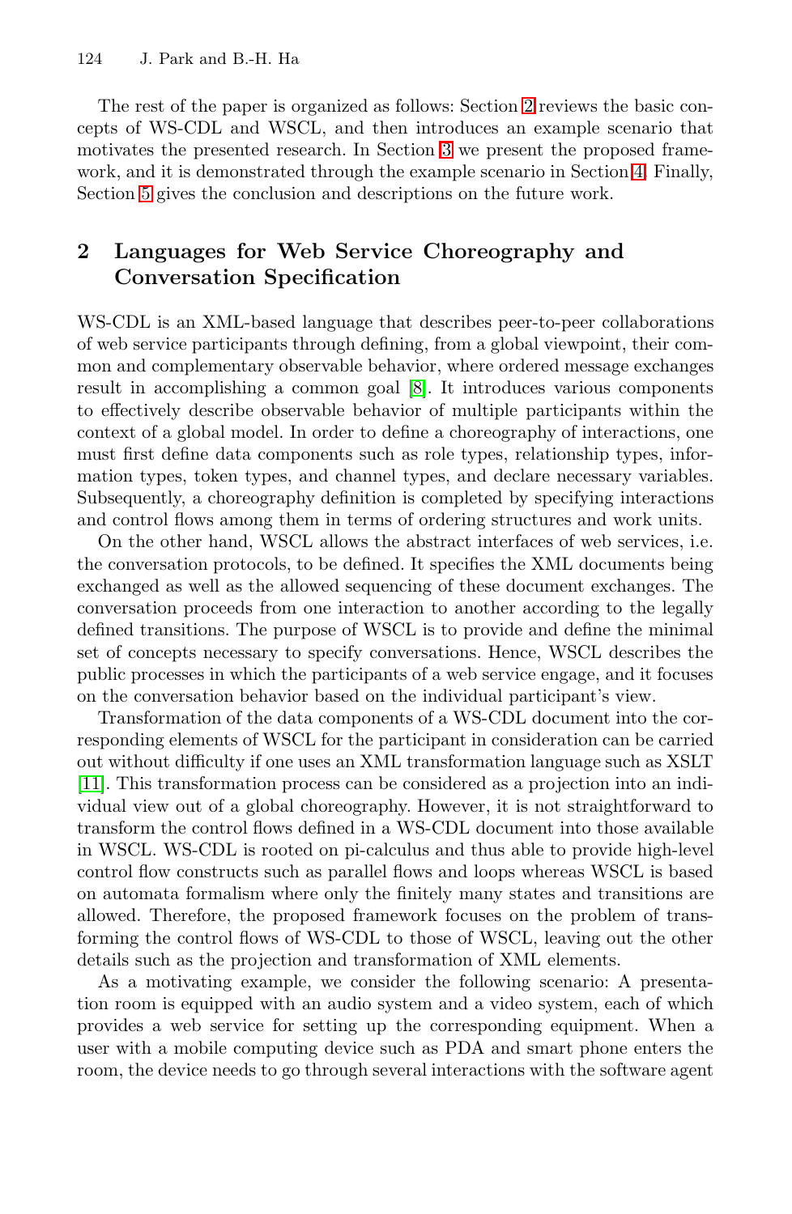The rest of the paper is organized as follows: Section 2 reviews the basic concepts of WS-CDL and WSCL, and then introduces an example scenario that motivates the presented research. In Section 3 we present the proposed framework, and it is demonstrated through the example scenario in Section 4. Finally, Section 5 gives the conclusion and descriptions on the future work.

## 2 Languages for Web Service Choreography and Conversation Specification

WS-CDL is an XML-based language that describes peer-to-peer collaborations of web service participants through defining, from a global viewpoint, their common and complementary observable behavior, where ordered message exchanges result in accomplishing a common goal [8]. It introduces various components to effectively describe observable behavior of multiple participants within the context of a global model. In order to define a choreography of interactions, one must first define data components such as role types, relationship types, information types, token types, and channel types, and declare necessary variables. Subsequently, a choreography definition is completed by specifying interactions and control flows among them in terms of ordering structures and work units.

On the other hand, WSCL allows the abstract interfaces of web services, i.e. the conversation protocols, to be defined. It specifies the XML documents being exchanged as well as the allowed sequencing of these document exchanges. The conversation proceeds from one interaction to another according to the legally defined transitions. The purpose of WSCL is to provide and define the minimal set of concepts necessary to specify conversations. Hence, WSCL describes the public processes in which the participants of a web service engage, and it focuses on the conversation behavior based on the individual participant's view.

Transformation of the data components of a WS-CDL document into the corresponding elements of WSCL for the participant in consideration can be carried out without difficulty if one uses an XML transformation language such as XSLT [11]. This transformation process can be considered as a projection into an individual view out of a global choreography. However, it is not straightforward to transform the control flows defined in a WS-CDL document into those available in WSCL. WS-CDL is rooted on pi-calculus and thus able to provide high-level control flow constructs such as parallel flows and loops whereas WSCL is based on automata formalism where only the finitely many states and transitions are allowed. Therefore, the proposed framework focuses on the problem of transforming the control flows of WS-CDL to those of WSCL, leaving out the other details such as the projection and transformation of XML elements.

As a motivating example, we consider the following scenario: A presentation room is equipped with an audio system and a video system, each of which provides a web service for setting up the corresponding equipment. When a user with a mobile computing device such as PDA and smart phone enters the room, the device needs to go through several interactions with the software agent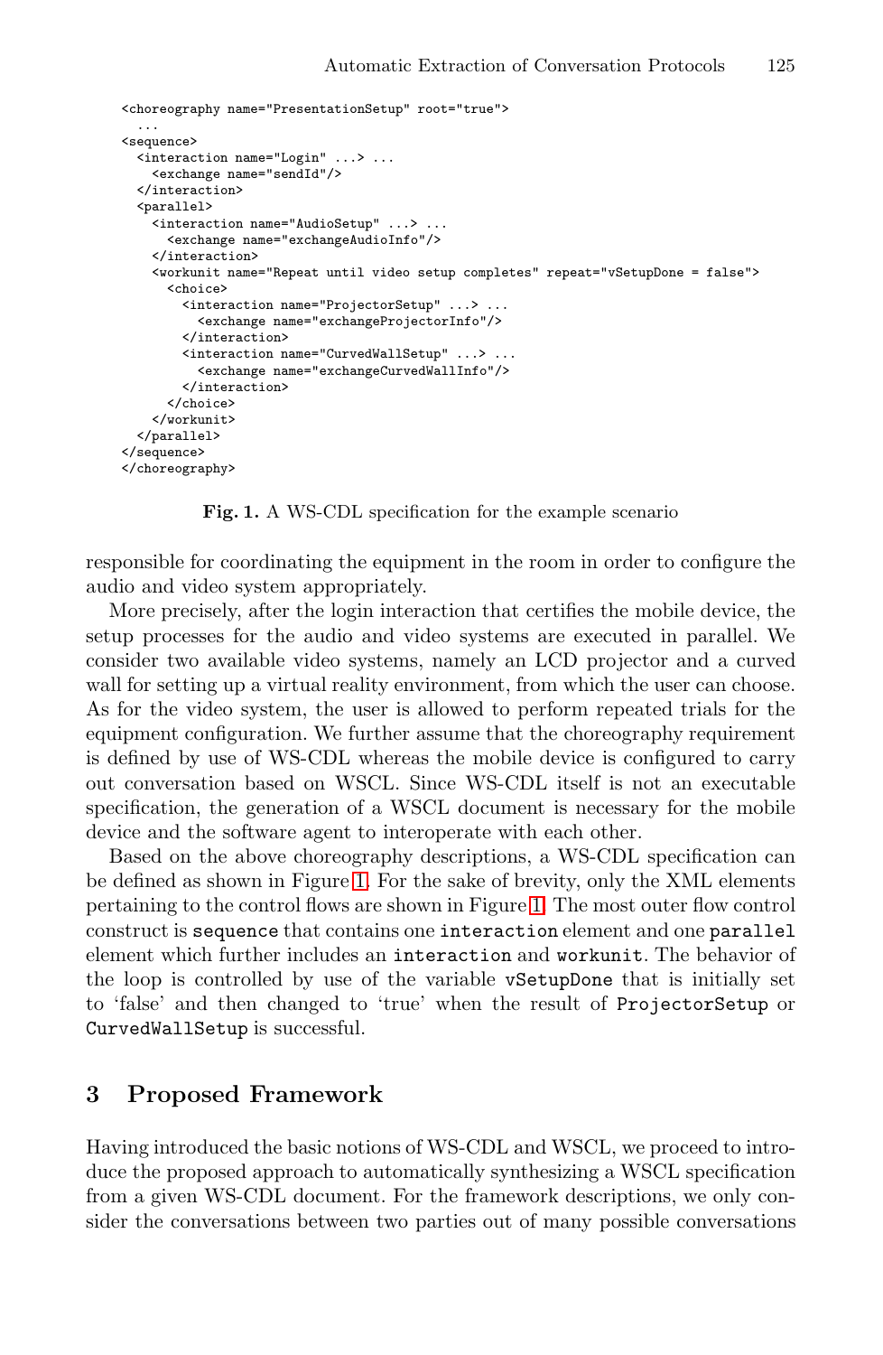```
<choreography name="PresentationSetup" root="true">
  ...
<sequence>
  <interaction name="Login" ...> ...
    <exchange name="sendId"/>
  </interaction>
  <parallel>
    <interaction name="AudioSetup" ...> ...
      <exchange name="exchangeAudioInfo"/>
    </interaction>
    <workunit name="Repeat until video setup completes" repeat="vSetupDone = false">
      <choice>
        <interaction name="ProjectorSetup" ...> ...
          <exchange name="exchangeProjectorInfo"/>
        </interaction>
        <interaction name="CurvedWallSetup" ...> ...
          <exchange name="exchangeCurvedWallInfo"/>
        </interaction>
      </choice>
    </workunit>
  </parallel>
</sequence>
</choreography>
```

**Fig. 1.** A WS-CDL specification for the example scenario

responsible for coordinating the equipment in the room in order to configure the audio and video system appropriately.

More precisely, after the login interaction that certifies the mobile device, the setup processes for the audio and video systems are executed in parallel. We consider two available video systems, namely an LCD projector and a curved wall for setting up a virtual reality environment, from which the user can choose. As for the video system, the user is allowed to perform repeated trials for the equipment configuration. We further assume that the choreography requirement is defined by use of WS-CDL whereas the mobile device is configured to carry out conversation based on WSCL. Since WS-CDL itself is not an executable specification, the generation of a WSCL document is necessary for the mobile device and the software agent to interoperate with each other.

Based on the above choreography descriptions, a WS-CDL specification can be defined as shown in Figure 1. For the sake of brevity, only the XML elements pertaining to the control flows are shown in Figure 1. The most outer flow control construct is `sequence` that contains one `interaction` element and one `parallel` element which further includes an `interaction` and `workunit`. The behavior of the loop is controlled by use of the variable `vSetupDone` that is initially set to 'false' and then changed to 'true' when the result of `ProjectorSetup` or `CurvedWallSetup` is successful.

## 3 Proposed Framework

Having introduced the basic notions of WS-CDL and WSCL, we proceed to introduce the proposed approach to automatically synthesizing a WSCL specification from a given WS-CDL document. For the framework descriptions, we only consider the conversations between two parties out of many possible conversations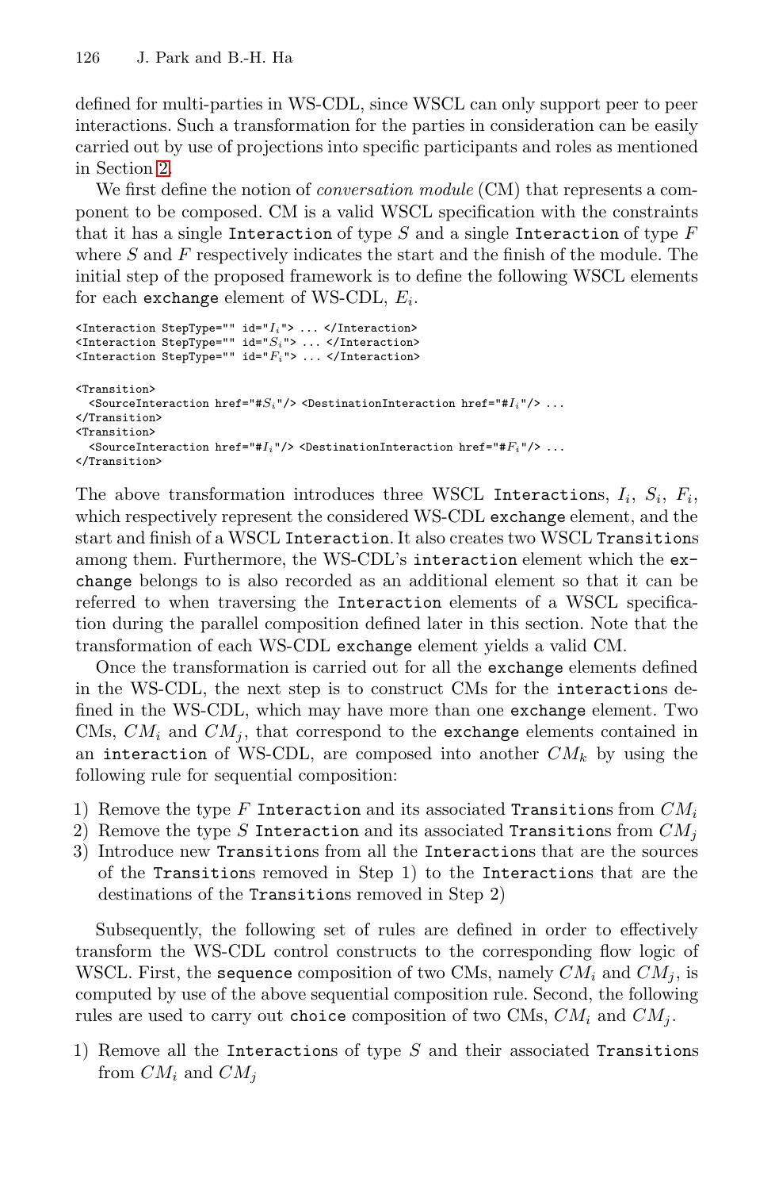defined for multi-parties in WS-CDL, since WSCL can only support peer to peer interactions. Such a transformation for the parties in consideration can be easily carried out by use of projections into specific participants and roles as mentioned in Section 2.

We first define the notion of *conversation module* (CM) that represents a component to be composed. CM is a valid WSCL specification with the constraints that it has a single `Interaction` of type $S$ and a single `Interaction` of type $F$ where $S$ and $F$ respectively indicates the start and the finish of the module. The initial step of the proposed framework is to define the following WSCL elements for each `exchange` element of WS-CDL, $E_i$.

```
<Interaction StepType="" id="Ii"> ... </Interaction>
<Interaction StepType="" id="Si"> ... </Interaction>
<Interaction StepType="" id="Fi"> ... </Interaction>

<Transition>
  <SourceInteraction href="#Si"/> <DestinationInteraction href="#Ii"/> ...
</Transition>
<Transition>
  <SourceInteraction href="#Ii"/> <DestinationInteraction href="#Fi"/> ...
</Transition>
```

The above transformation introduces three WSCL `Interactions`, $I_i$, $S_i$, $F_i$, which respectively represent the considered WS-CDL `exchange` element, and the start and finish of a WSCL `Interaction`. It also creates two WSCL `Transitions` among them. Furthermore, the WS-CDL's `interaction` element which the `exchange` belongs to is also recorded as an additional element so that it can be referred to when traversing the `Interaction` elements of a WSCL specification during the parallel composition defined later in this section. Note that the transformation of each WS-CDL `exchange` element yields a valid CM.

Once the transformation is carried out for all the `exchange` elements defined in the WS-CDL, the next step is to construct CMs for the `interactions` defined in the WS-CDL, which may have more than one `exchange` element. Two CMs, $CM_i$ and $CM_j$, that correspond to the `exchange` elements contained in an `interaction` of WS-CDL, are composed into another $CM_k$ by using the following rule for sequential composition:

1) Remove the type $F$ `Interaction` and its associated `Transitions` from $CM_i$
2) Remove the type $S$ `Interaction` and its associated `Transitions` from $CM_j$
3) Introduce new `Transitions` from all the `Interactions` that are the sources of the `Transitions` removed in Step 1) to the `Interactions` that are the destinations of the `Transitions` removed in Step 2)

Subsequently, the following set of rules are defined in order to effectively transform the WS-CDL control constructs to the corresponding flow logic of WSCL. First, the `sequence` composition of two CMs, namely $CM_i$ and $CM_j$, is computed by use of the above sequential composition rule. Second, the following rules are used to carry out `choice` composition of two CMs, $CM_i$ and $CM_j$.

1) Remove all the `Interactions` of type $S$ and their associated `Transitions` from $CM_i$ and $CM_j$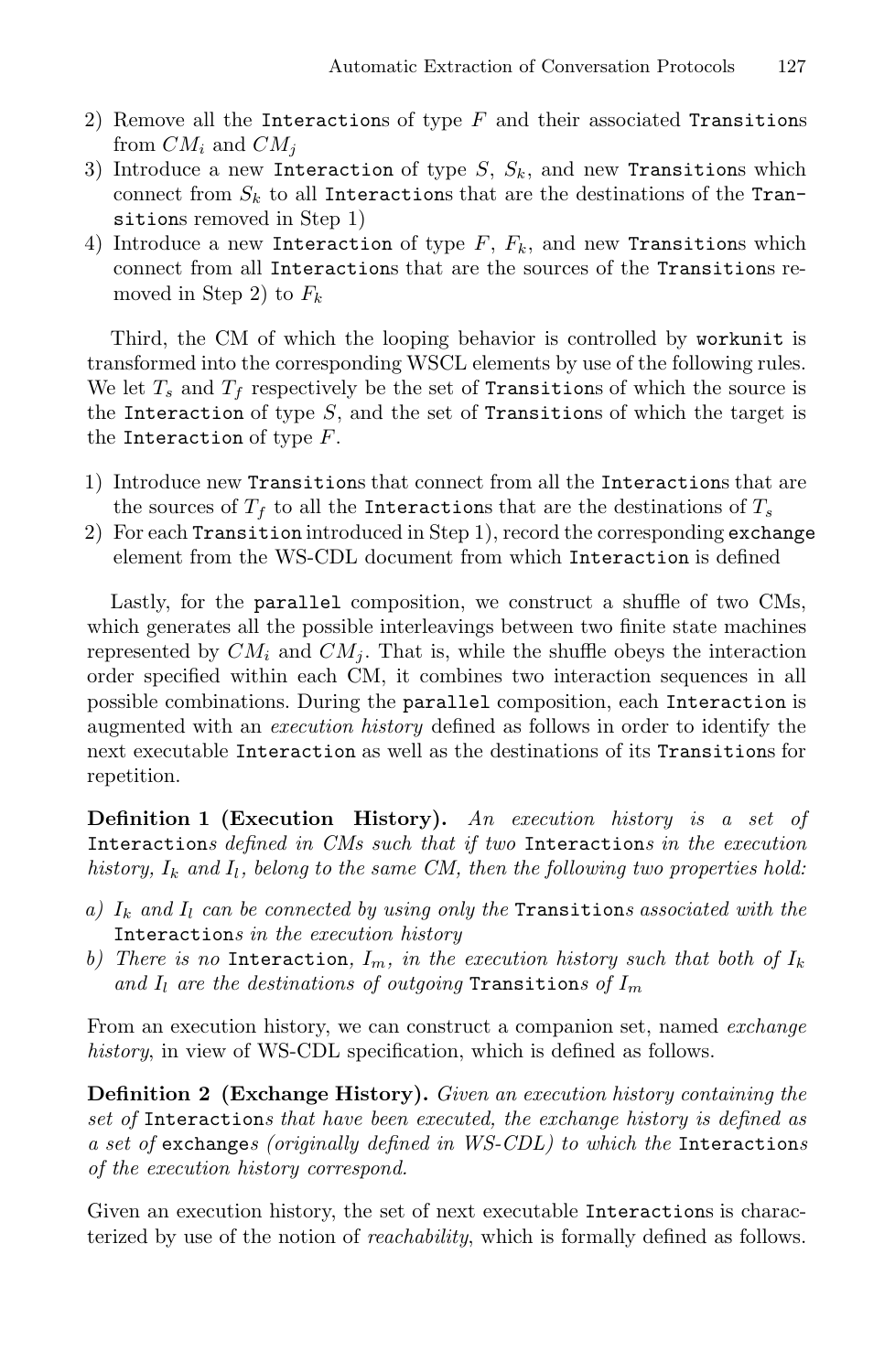2) Remove all the `Interaction`s of type $F$ and their associated `Transition`s from $CM_i$ and $CM_j$
3) Introduce a new `Interaction` of type $S$, $S_k$, and new `Transition`s which connect from $S_k$ to all `Interaction`s that are the destinations of the `Transition`s removed in Step 1)
4) Introduce a new `Interaction` of type $F$, $F_k$, and new `Transition`s which connect from all `Interaction`s that are the sources of the `Transition`s removed in Step 2) to $F_k$

Third, the CM of which the looping behavior is controlled by `workunit` is transformed into the corresponding WSCL elements by use of the following rules. We let $T_s$ and $T_f$ respectively be the set of `Transition`s of which the source is the `Interaction` of type $S$, and the set of `Transition`s of which the target is the `Interaction` of type $F$.

1) Introduce new `Transition`s that connect from all the `Interaction`s that are the sources of $T_f$ to all the `Interaction`s that are the destinations of $T_s$
2) For each `Transition` introduced in Step 1), record the corresponding `exchange` element from the WS-CDL document from which `Interaction` is defined

Lastly, for the `parallel` composition, we construct a shuffle of two CMs, which generates all the possible interleavings between two finite state machines represented by $CM_i$ and $CM_j$. That is, while the shuffle obeys the interaction order specified within each CM, it combines two interaction sequences in all possible combinations. During the `parallel` composition, each `Interaction` is augmented with an *execution history* defined as follows in order to identify the next executable `Interaction` as well as the destinations of its `Transition`s for repetition.

**Definition 1 (Execution History).** *An execution history is a set of* `Interaction`*s defined in CMs such that if two* `Interaction`*s in the execution history, $I_k$ and $I_l$, belong to the same CM, then the following two properties hold:*

*a) $I_k$ and $I_l$ can be connected by using only the* `Transition`*s associated with the* `Interaction`*s in the execution history*
*b) There is no* `Interaction`*, $I_m$, in the execution history such that both of $I_k$ and $I_l$ are the destinations of outgoing* `Transition`*s of $I_m$*

From an execution history, we can construct a companion set, named *exchange history*, in view of WS-CDL specification, which is defined as follows.

**Definition 2 (Exchange History).** *Given an execution history containing the set of* `Interaction`*s that have been executed, the exchange history is defined as a set of* `exchange`*s (originally defined in WS-CDL) to which the* `Interaction`*s of the execution history correspond.*

Given an execution history, the set of next executable `Interaction`s is characterized by use of the notion of *reachability*, which is formally defined as follows.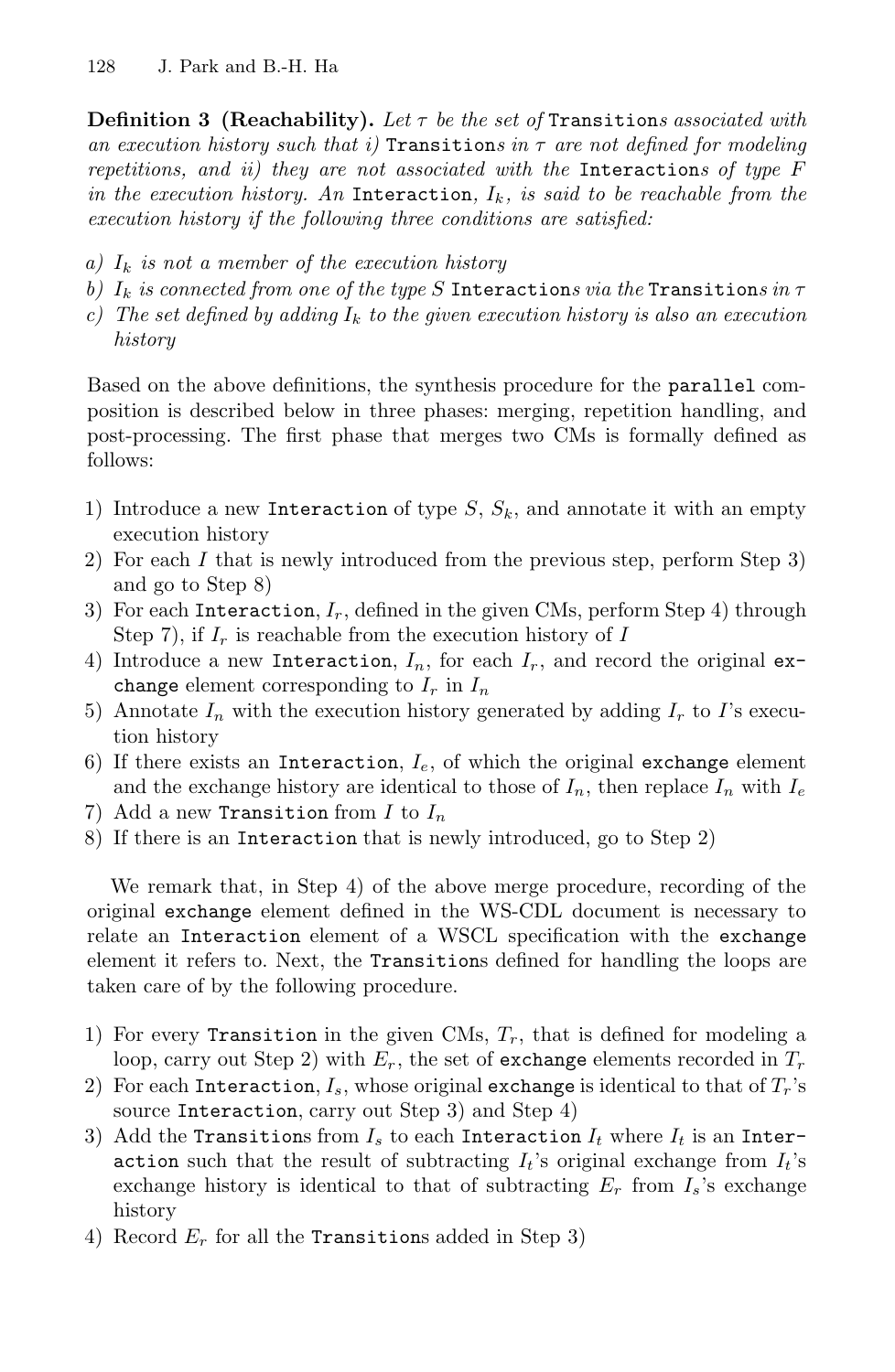**Definition 3 (Reachability).** *Let $\tau$ be the set of* `Transition`*s associated with an execution history such that i)* `Transition`*s in $\tau$ are not defined for modeling repetitions, and ii) they are not associated with the* `Interaction`*s of type $F$ in the execution history. An* `Interaction`*, $I_k$, is said to be reachable from the execution history if the following three conditions are satisfied:*

*a) $I_k$ is not a member of the execution history*
*b) $I_k$ is connected from one of the type $S$* `Interaction`*s via the* `Transition`*s in $\tau$*
*c) The set defined by adding $I_k$ to the given execution history is also an execution history*

Based on the above definitions, the synthesis procedure for the `parallel` composition is described below in three phases: merging, repetition handling, and post-processing. The first phase that merges two CMs is formally defined as follows:

1) Introduce a new `Interaction` of type $S$, $S_k$, and annotate it with an empty execution history
2) For each $I$ that is newly introduced from the previous step, perform Step 3) and go to Step 8)
3) For each `Interaction`, $I_r$, defined in the given CMs, perform Step 4) through Step 7), if $I_r$ is reachable from the execution history of $I$
4) Introduce a new `Interaction`, $I_n$, for each $I_r$, and record the original `exchange` element corresponding to $I_r$ in $I_n$
5) Annotate $I_n$ with the execution history generated by adding $I_r$ to $I$'s execution history
6) If there exists an `Interaction`, $I_e$, of which the original `exchange` element and the exchange history are identical to those of $I_n$, then replace $I_n$ with $I_e$
7) Add a new `Transition` from $I$ to $I_n$
8) If there is an `Interaction` that is newly introduced, go to Step 2)

We remark that, in Step 4) of the above merge procedure, recording of the original `exchange` element defined in the WS-CDL document is necessary to relate an `Interaction` element of a WSCL specification with the `exchange` element it refers to. Next, the `Transition`s defined for handling the loops are taken care of by the following procedure.

1) For every `Transition` in the given CMs, $T_r$, that is defined for modeling a loop, carry out Step 2) with $E_r$, the set of `exchange` elements recorded in $T_r$
2) For each `Interaction`, $I_s$, whose original `exchange` is identical to that of $T_r$'s source `Interaction`, carry out Step 3) and Step 4)
3) Add the `Transition`s from $I_s$ to each `Interaction` $I_t$ where $I_t$ is an `Interaction` such that the result of subtracting $I_t$'s original exchange from $I_t$'s exchange history is identical to that of subtracting $E_r$ from $I_s$'s exchange history
4) Record $E_r$ for all the `Transition`s added in Step 3)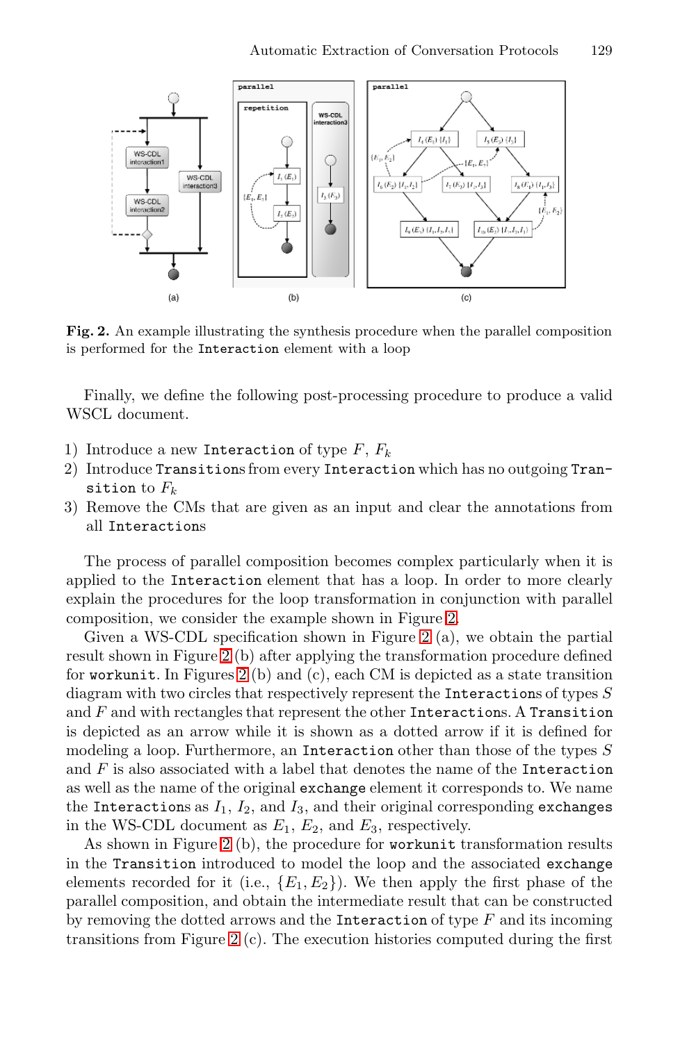**Fig. 2.** An example illustrating the synthesis procedure when the parallel composition is performed for the `Interaction` element with a loop

Finally, we define the following post-processing procedure to produce a valid WSCL document.

1) Introduce a new `Interaction` of type $F$, $F_k$
2) Introduce `Transitions` from every `Interaction` which has no outgoing `Transition` to $F_k$
3) Remove the CMs that are given as an input and clear the annotations from all `Interactions`

The process of parallel composition becomes complex particularly when it is applied to the `Interaction` element that has a loop. In order to more clearly explain the procedures for the loop transformation in conjunction with parallel composition, we consider the example shown in Figure 2.

Given a WS-CDL specification shown in Figure 2 (a), we obtain the partial result shown in Figure 2 (b) after applying the transformation procedure defined for `workunit`. In Figures 2 (b) and (c), each CM is depicted as a state transition diagram with two circles that respectively represent the `Interactions` of types $S$ and $F$ and with rectangles that represent the other `Interactions`. A `Transition` is depicted as an arrow while it is shown as a dotted arrow if it is defined for modeling a loop. Furthermore, an `Interaction` other than those of the types $S$ and $F$ is also associated with a label that denotes the name of the `Interaction` as well as the name of the original `exchange` element it corresponds to. We name the `Interactions` as $I_1$, $I_2$, and $I_3$, and their original corresponding `exchanges` in the WS-CDL document as $E_1$, $E_2$, and $E_3$, respectively.

As shown in Figure 2 (b), the procedure for `workunit` transformation results in the `Transition` introduced to model the loop and the associated `exchange` elements recorded for it (i.e., $\{E_1, E_2\}$). We then apply the first phase of the parallel composition, and obtain the intermediate result that can be constructed by removing the dotted arrows and the `Interaction` of type $F$ and its incoming transitions from Figure 2 (c). The execution histories computed during the first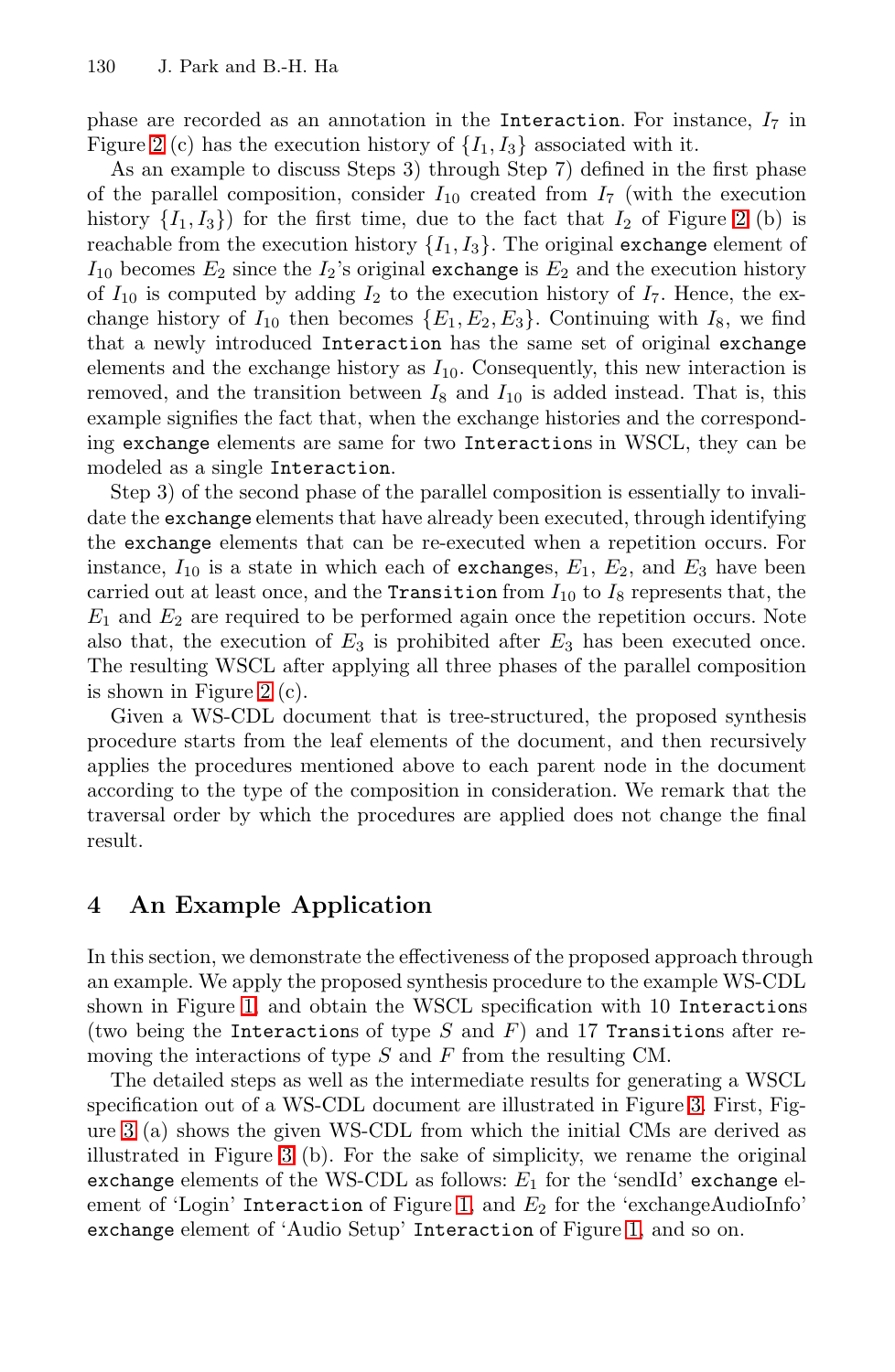phase are recorded as an annotation in the `Interaction`. For instance, $I_7$ in Figure 2 (c) has the execution history of $\{I_1, I_3\}$ associated with it.

As an example to discuss Steps 3) through Step 7) defined in the first phase of the parallel composition, consider $I_{10}$ created from $I_7$ (with the execution history $\{I_1, I_3\}$) for the first time, due to the fact that $I_2$ of Figure 2 (b) is reachable from the execution history $\{I_1, I_3\}$. The original `exchange` element of $I_{10}$ becomes $E_2$ since the $I_2$'s original `exchange` is $E_2$ and the execution history of $I_{10}$ is computed by adding $I_2$ to the execution history of $I_7$. Hence, the exchange history of $I_{10}$ then becomes $\{E_1, E_2, E_3\}$. Continuing with $I_8$, we find that a newly introduced `Interaction` has the same set of original `exchange` elements and the exchange history as $I_{10}$. Consequently, this new interaction is removed, and the transition between $I_8$ and $I_{10}$ is added instead. That is, this example signifies the fact that, when the exchange histories and the corresponding `exchange` elements are same for two `Interaction`s in WSCL, they can be modeled as a single `Interaction`.

Step 3) of the second phase of the parallel composition is essentially to invalidate the `exchange` elements that have already been executed, through identifying the `exchange` elements that can be re-executed when a repetition occurs. For instance, $I_{10}$ is a state in which each of `exchange`s, $E_1$, $E_2$, and $E_3$ have been carried out at least once, and the `Transition` from $I_{10}$ to $I_8$ represents that, the $E_1$ and $E_2$ are required to be performed again once the repetition occurs. Note also that, the execution of $E_3$ is prohibited after $E_3$ has been executed once. The resulting WSCL after applying all three phases of the parallel composition is shown in Figure 2 (c).

Given a WS-CDL document that is tree-structured, the proposed synthesis procedure starts from the leaf elements of the document, and then recursively applies the procedures mentioned above to each parent node in the document according to the type of the composition in consideration. We remark that the traversal order by which the procedures are applied does not change the final result.

## 4 An Example Application

In this section, we demonstrate the effectiveness of the proposed approach through an example. We apply the proposed synthesis procedure to the example WS-CDL shown in Figure 1, and obtain the WSCL specification with 10 `Interactions` (two being the `Interactions` of type $S$ and $F$) and 17 `Transitions` after removing the interactions of type $S$ and $F$ from the resulting CM.

The detailed steps as well as the intermediate results for generating a WSCL specification out of a WS-CDL document are illustrated in Figure 3. First, Figure 3 (a) shows the given WS-CDL from which the initial CMs are derived as illustrated in Figure 3 (b). For the sake of simplicity, we rename the original `exchange` elements of the WS-CDL as follows: $E_1$ for the 'sendId' `exchange` element of 'Login' `Interaction` of Figure 1, and $E_2$ for the 'exchangeAudioInfo' `exchange` element of 'Audio Setup' `Interaction` of Figure 1, and so on.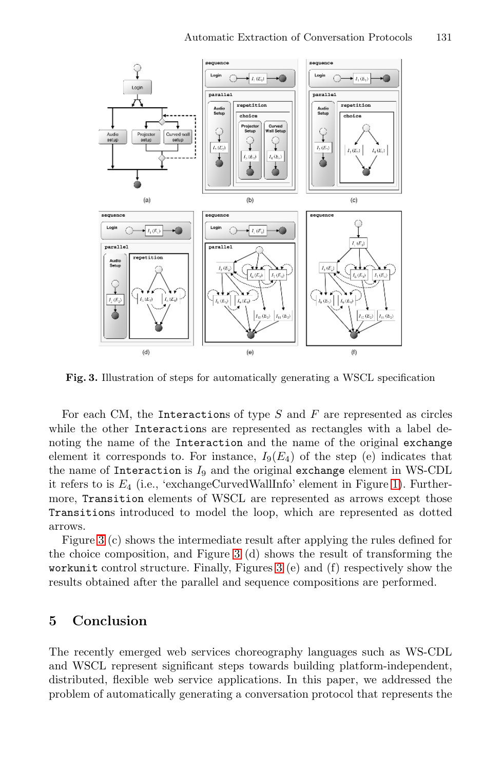**Fig. 3.** Illustration of steps for automatically generating a WSCL specification

For each CM, the `Interactions` of type $S$ and $F$ are represented as circles while the other `Interactions` are represented as rectangles with a label denoting the name of the `Interaction` and the name of the original `exchange` element it corresponds to. For instance, $I_9(E_4)$ of the step (e) indicates that the name of `Interaction` is $I_9$ and the original `exchange` element in WS-CDL it refers to is $E_4$ (i.e., 'exchangeCurvedWallInfo' element in Figure 1). Furthermore, `Transition` elements of WSCL are represented as arrows except those `Transitions` introduced to model the loop, which are represented as dotted arrows.

Figure 3 (c) shows the intermediate result after applying the rules defined for the choice composition, and Figure 3 (d) shows the result of transforming the `workunit` control structure. Finally, Figures 3 (e) and (f) respectively show the results obtained after the parallel and sequence compositions are performed.

## 5 Conclusion

The recently emerged web services choreography languages such as WS-CDL and WSCL represent significant steps towards building platform-independent, distributed, flexible web service applications. In this paper, we addressed the problem of automatically generating a conversation protocol that represents the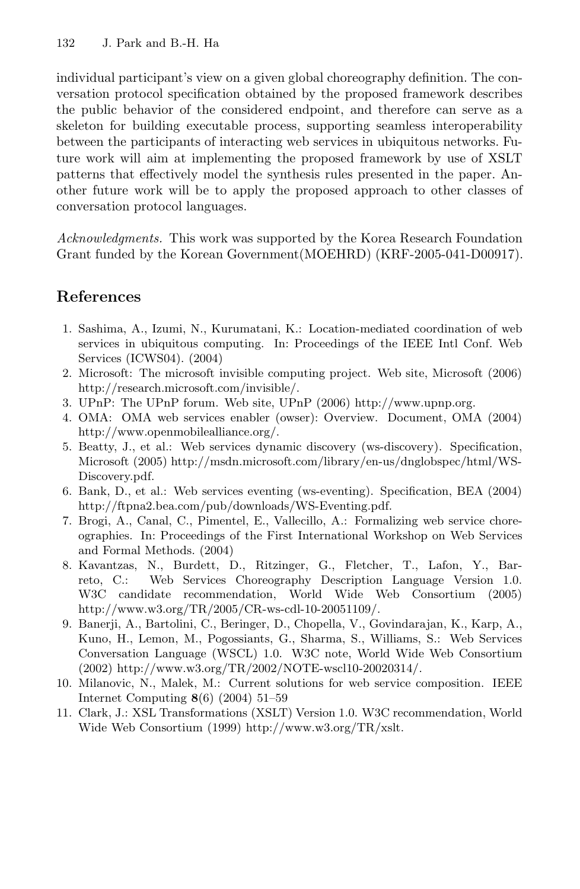individual participant's view on a given global choreography definition. The conversation protocol specification obtained by the proposed framework describes the public behavior of the considered endpoint, and therefore can serve as a skeleton for building executable process, supporting seamless interoperability between the participants of interacting web services in ubiquitous networks. Future work will aim at implementing the proposed framework by use of XSLT patterns that effectively model the synthesis rules presented in the paper. Another future work will be to apply the proposed approach to other classes of conversation protocol languages.

*Acknowledgments.* This work was supported by the Korea Research Foundation Grant funded by the Korean Government(MOEHRD) (KRF-2005-041-D00917).

## References

1. Sashima, A., Izumi, N., Kurumatani, K.: Location-mediated coordination of web services in ubiquitous computing. In: Proceedings of the IEEE Intl Conf. Web Services (ICWS04). (2004)
2. Microsoft: The microsoft invisible computing project. Web site, Microsoft (2006) http://research.microsoft.com/invisible/.
3. UPnP: The UPnP forum. Web site, UPnP (2006) http://www.upnp.org.
4. OMA: OMA web services enabler (owser): Overview. Document, OMA (2004) http://www.openmobilealliance.org/.
5. Beatty, J., et al.: Web services dynamic discovery (ws-discovery). Specification, Microsoft (2005) http://msdn.microsoft.com/library/en-us/dnglobspec/html/WS-Discovery.pdf.
6. Bank, D., et al.: Web services eventing (ws-eventing). Specification, BEA (2004) http://ftpna2.bea.com/pub/downloads/WS-Eventing.pdf.
7. Brogi, A., Canal, C., Pimentel, E., Vallecillo, A.: Formalizing web service choreographies. In: Proceedings of the First International Workshop on Web Services and Formal Methods. (2004)
8. Kavantzas, N., Burdett, D., Ritzinger, G., Fletcher, T., Lafon, Y., Barreto, C.: Web Services Choreography Description Language Version 1.0. W3C candidate recommendation, World Wide Web Consortium (2005) http://www.w3.org/TR/2005/CR-ws-cdl-10-20051109/.
9. Banerji, A., Bartolini, C., Beringer, D., Chopella, V., Govindarajan, K., Karp, A., Kuno, H., Lemon, M., Pogossiants, G., Sharma, S., Williams, S.: Web Services Conversation Language (WSCL) 1.0. W3C note, World Wide Web Consortium (2002) http://www.w3.org/TR/2002/NOTE-wscl10-20020314/.
10. Milanovic, N., Malek, M.: Current solutions for web service composition. IEEE Internet Computing **8**(6) (2004) 51–59
11. Clark, J.: XSL Transformations (XSLT) Version 1.0. W3C recommendation, World Wide Web Consortium (1999) http://www.w3.org/TR/xslt.